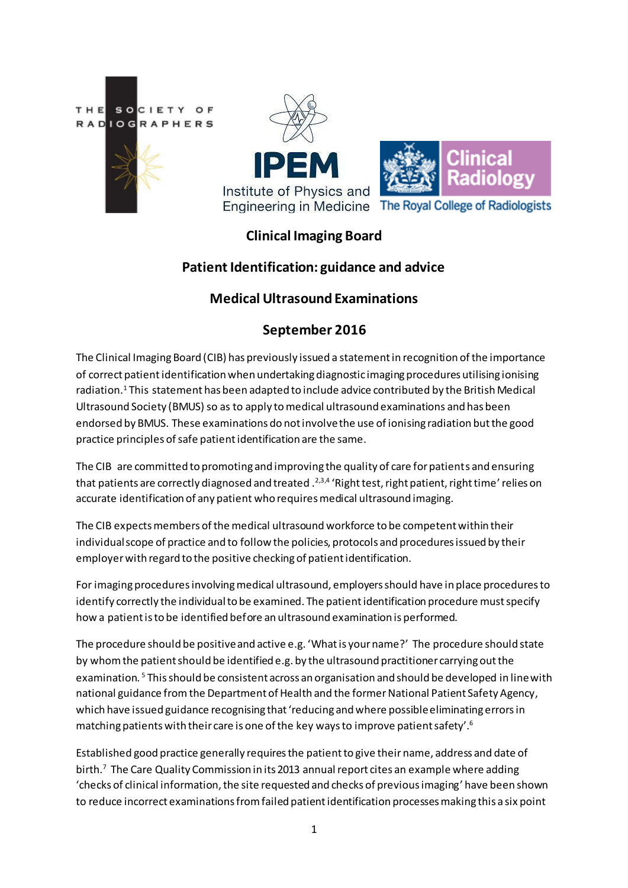# Clinical Imaging Board

## Patient Identification: guidance and advice

## Medical Ultrasound Examinations

## September 2016

The Clinical Imaging Board (CIB) has previously issued a statement in recognition of the importance of correct patient identification when undertaking diagnostic imaging procedures utilising ionising radiation.[1] This statement has been adapted to include advice contributed by the British Medical Ultrasound Society (BMUS) so as to apply to medical ultrasound examinations and has been endorsed by BMUS. These examinations do not involve the use of ionising radiation but the good practice principles of safe patient identification are the same.

The CIB are committed to promoting and improving the quality of care for patients and ensuring that patients are correctly diagnosed and treated .[2,3,4] 'Right test, right patient, right time' relies on accurate identification of any patient who requires medical ultrasound imaging.

The CIB expects members of the medical ultrasound workforce to be competent within their individual scope of practice and to follow the policies, protocols and procedures issued by their employer with regard to the positive checking of patient identification.

For imaging procedures involving medical ultrasound, employers should have in place procedures to identify correctly the individual to be examined. The patient identification procedure must specify how a patient is to be identified before an ultrasound examination is performed.

The procedure should be positive and active e.g. 'What is your name?' The procedure should state by whom the patient should be identified e.g. by the ultrasound practitioner carrying out the examination.[5] This should be consistent across an organisation and should be developed in line with national guidance from the Department of Health and the former National Patient Safety Agency, which have issued guidance recognising that 'reducing and where possible eliminating errors in matching patients with their care is one of the key ways to improve patient safety'.[6]

Established good practice generally requires the patient to give their name, address and date of birth.[7] The Care Quality Commission in its 2013 annual report cites an example where adding 'checks of clinical information, the site requested and checks of previous imaging' have been shown to reduce incorrect examinations from failed patient identification processes making this a six point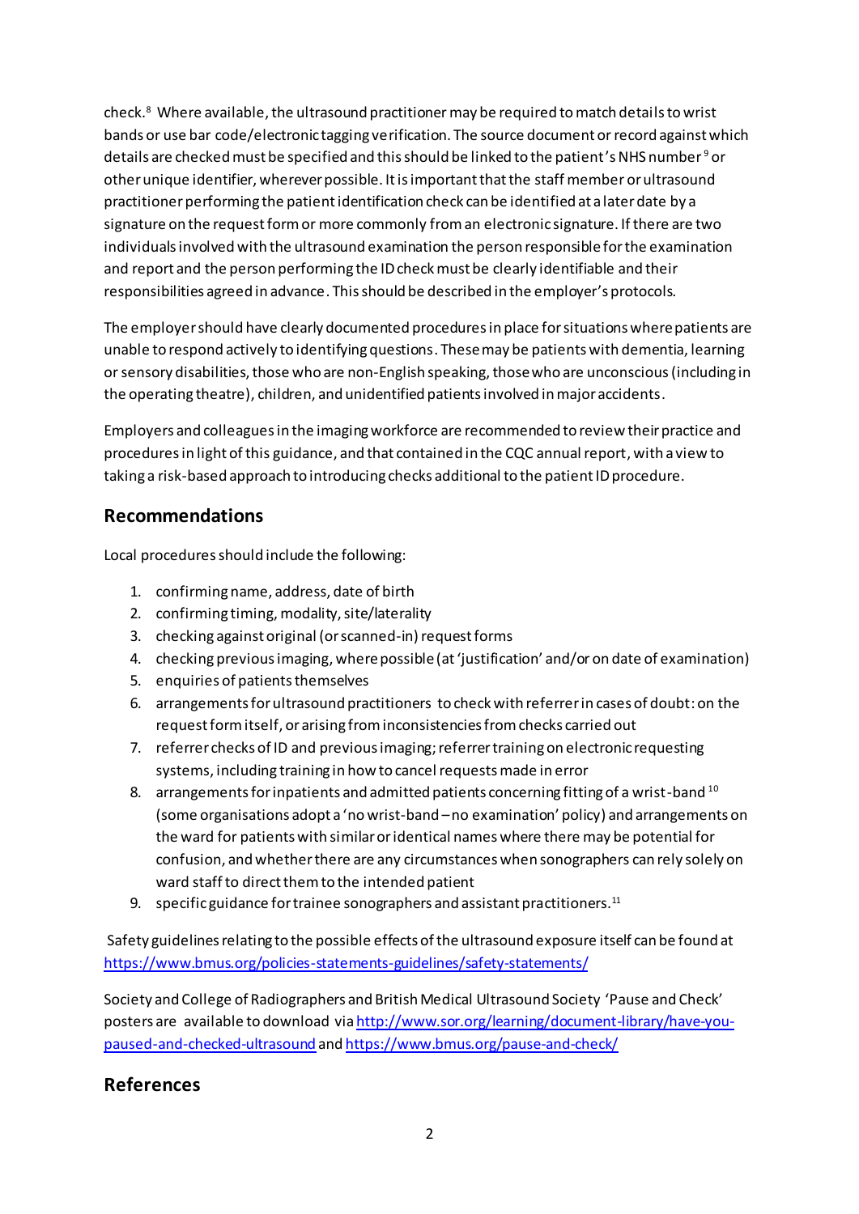check.[8] Where available, the ultrasound practitioner may be required to match details to wrist bands or use bar code/electronic tagging verification. The source document or record against which details are checked must be specified and this should be linked to the patient's NHS number[9] or other unique identifier, wherever possible. It is important that the staff member or ultrasound practitioner performing the patient identification check can be identified at a later date by a signature on the request form or more commonly from an electronic signature. If there are two individuals involved with the ultrasound examination the person responsible for the examination and report and the person performing the ID check must be clearly identifiable and their responsibilities agreed in advance. This should be described in the employer's protocols.

The employer should have clearly documented procedures in place for situations where patients are unable to respond actively to identifying questions. These may be patients with dementia, learning or sensory disabilities, those who are non-English speaking, those who are unconscious (including in the operating theatre), children, and unidentified patients involved in major accidents.

Employers and colleagues in the imaging workforce are recommended to review their practice and procedures in light of this guidance, and that contained in the CQC annual report, with a view to taking a risk-based approach to introducing checks additional to the patient ID procedure.

## Recommendations

Local procedures should include the following:

1. confirming name, address, date of birth
2. confirming timing, modality, site/laterality
3. checking against original (or scanned-in) request forms
4. checking previous imaging, where possible (at 'justification' and/or on date of examination)
5. enquiries of patients themselves
6. arrangements for ultrasound practitioners to check with referrer in cases of doubt: on the request form itself, or arising from inconsistencies from checks carried out
7. referrer checks of ID and previous imaging; referrer training on electronic requesting systems, including training in how to cancel requests made in error
8. arrangements for inpatients and admitted patients concerning fitting of a wrist-band[10] (some organisations adopt a 'no wrist-band – no examination' policy) and arrangements on the ward for patients with similar or identical names where there may be potential for confusion, and whether there are any circumstances when sonographers can rely solely on ward staff to direct them to the intended patient
9. specific guidance for trainee sonographers and assistant practitioners.[11]

Safety guidelines relating to the possible effects of the ultrasound exposure itself can be found at https://www.bmus.org/policies-statements-guidelines/safety-statements/

Society and College of Radiographers and British Medical Ultrasound Society 'Pause and Check' posters are available to download via http://www.sor.org/learning/document-library/have-you-paused-and-checked-ultrasound and https://www.bmus.org/pause-and-check/

## References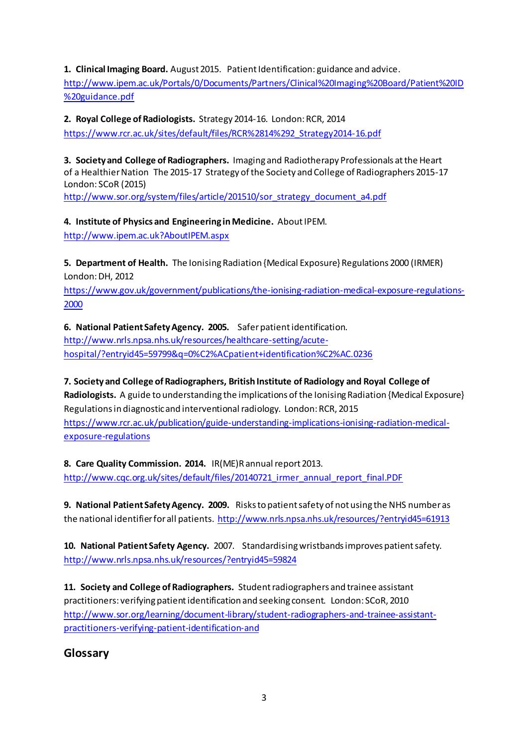1. **Clinical Imaging Board.** August 2015. Patient Identification: guidance and advice. http://www.ipem.ac.uk/Portals/0/Documents/Partners/Clinical%20Imaging%20Board/Patient%20ID%20guidance.pdf

2. **Royal College of Radiologists.** Strategy 2014-16. London: RCR, 2014 https://www.rcr.ac.uk/sites/default/files/RCR%2814%292_Strategy2014-16.pdf

3. **Society and College of Radiographers.** Imaging and Radiotherapy Professionals at the Heart of a Healthier Nation The 2015-17 Strategy of the Society and College of Radiographers 2015-17 London: SCoR (2015) http://www.sor.org/system/files/article/201510/sor_strategy_document_a4.pdf

4. **Institute of Physics and Engineering in Medicine.** About IPEM. http://www.ipem.ac.uk?AboutIPEM.aspx

5. **Department of Health.** The Ionising Radiation {Medical Exposure} Regulations 2000 (IRMER) London: DH, 2012 https://www.gov.uk/government/publications/the-ionising-radiation-medical-exposure-regulations-2000

6. **National Patient Safety Agency. 2005.** Safer patient identification. http://www.nrls.npsa.nhs.uk/resources/healthcare-setting/acute-hospital/?entryid45=59799&q=0%C2%ACpatient+identification%C2%AC.0236

7. **Society and College of Radiographers, British Institute of Radiology and Royal College of Radiologists.** A guide to understanding the implications of the Ionising Radiation {Medical Exposure} Regulations in diagnostic and interventional radiology. London: RCR, 2015 https://www.rcr.ac.uk/publication/guide-understanding-implications-ionising-radiation-medical-exposure-regulations

8. **Care Quality Commission. 2014.** IR(ME)R annual report 2013. http://www.cqc.org.uk/sites/default/files/20140721_irmer_annual_report_final.PDF

9. **National Patient Safety Agency. 2009.** Risks to patient safety of not using the NHS number as the national identifier for all patients. http://www.nrls.npsa.nhs.uk/resources/?entryid45=61913

10. **National Patient Safety Agency.** 2007. Standardising wristbands improves patient safety. http://www.nrls.npsa.nhs.uk/resources/?entryid45=59824

11. **Society and College of Radiographers.** Student radiographers and trainee assistant practitioners: verifying patient identification and seeking consent. London: SCoR, 2010 http://www.sor.org/learning/document-library/student-radiographers-and-trainee-assistant-practitioners-verifying-patient-identification-and

## Glossary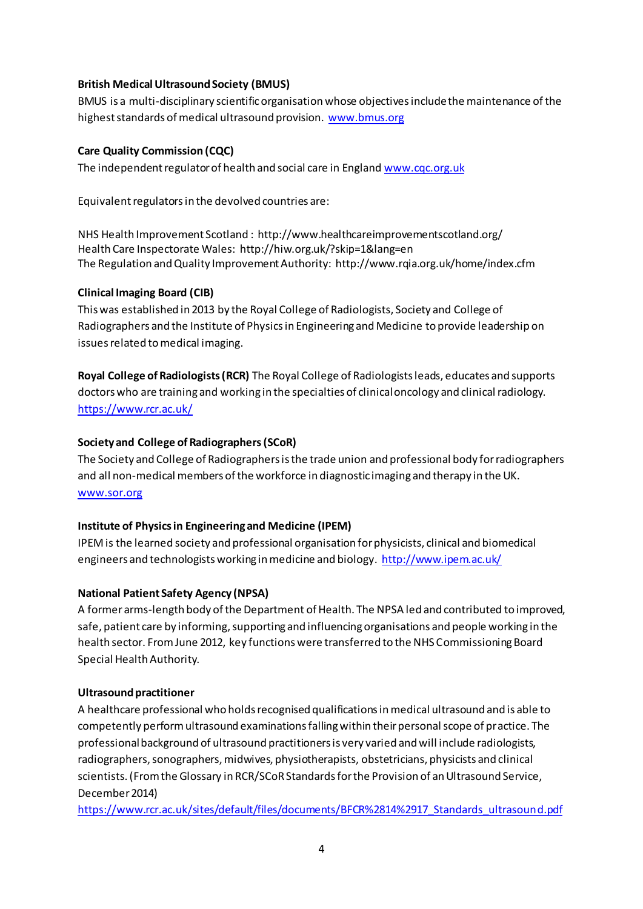**British Medical Ultrasound Society (BMUS)**

BMUS is a multi-disciplinary scientific organisation whose objectives include the maintenance of the highest standards of medical ultrasound provision. www.bmus.org

**Care Quality Commission (CQC)**

The independent regulator of health and social care in England www.cqc.org.uk

Equivalent regulators in the devolved countries are:

NHS Health Improvement Scotland : http://www.healthcareimprovementscotland.org/
Health Care Inspectorate Wales: http://hiw.org.uk/?skip=1&lang=en
The Regulation and Quality Improvement Authority: http://www.rqia.org.uk/home/index.cfm

**Clinical Imaging Board (CIB)**

This was established in 2013 by the Royal College of Radiologists, Society and College of Radiographers and the Institute of Physics in Engineering and Medicine to provide leadership on issues related to medical imaging.

**Royal College of Radiologists (RCR)** The Royal College of Radiologists leads, educates and supports doctors who are training and working in the specialties of clinical oncology and clinical radiology. https://www.rcr.ac.uk/

**Society and College of Radiographers (SCoR)**

The Society and College of Radiographers is the trade union and professional body for radiographers and all non-medical members of the workforce in diagnostic imaging and therapy in the UK. www.sor.org

**Institute of Physics in Engineering and Medicine (IPEM)**

IPEM is the learned society and professional organisation for physicists, clinical and biomedical engineers and technologists working in medicine and biology. http://www.ipem.ac.uk/

**National Patient Safety Agency (NPSA)**

A former arms-length body of the Department of Health. The NPSA led and contributed to improved, safe, patient care by informing, supporting and influencing organisations and people working in the health sector. From June 2012, key functions were transferred to the NHS Commissioning Board Special Health Authority.

**Ultrasound practitioner**

A healthcare professional who holds recognised qualifications in medical ultrasound and is able to competently perform ultrasound examinations falling within their personal scope of practice. The professional background of ultrasound practitioners is very varied and will include radiologists, radiographers, sonographers, midwives, physiotherapists, obstetricians, physicists and clinical scientists. (From the Glossary in RCR/SCoR Standards for the Provision of an Ultrasound Service, December 2014)
https://www.rcr.ac.uk/sites/default/files/documents/BFCR%2814%2917_Standards_ultrasound.pdf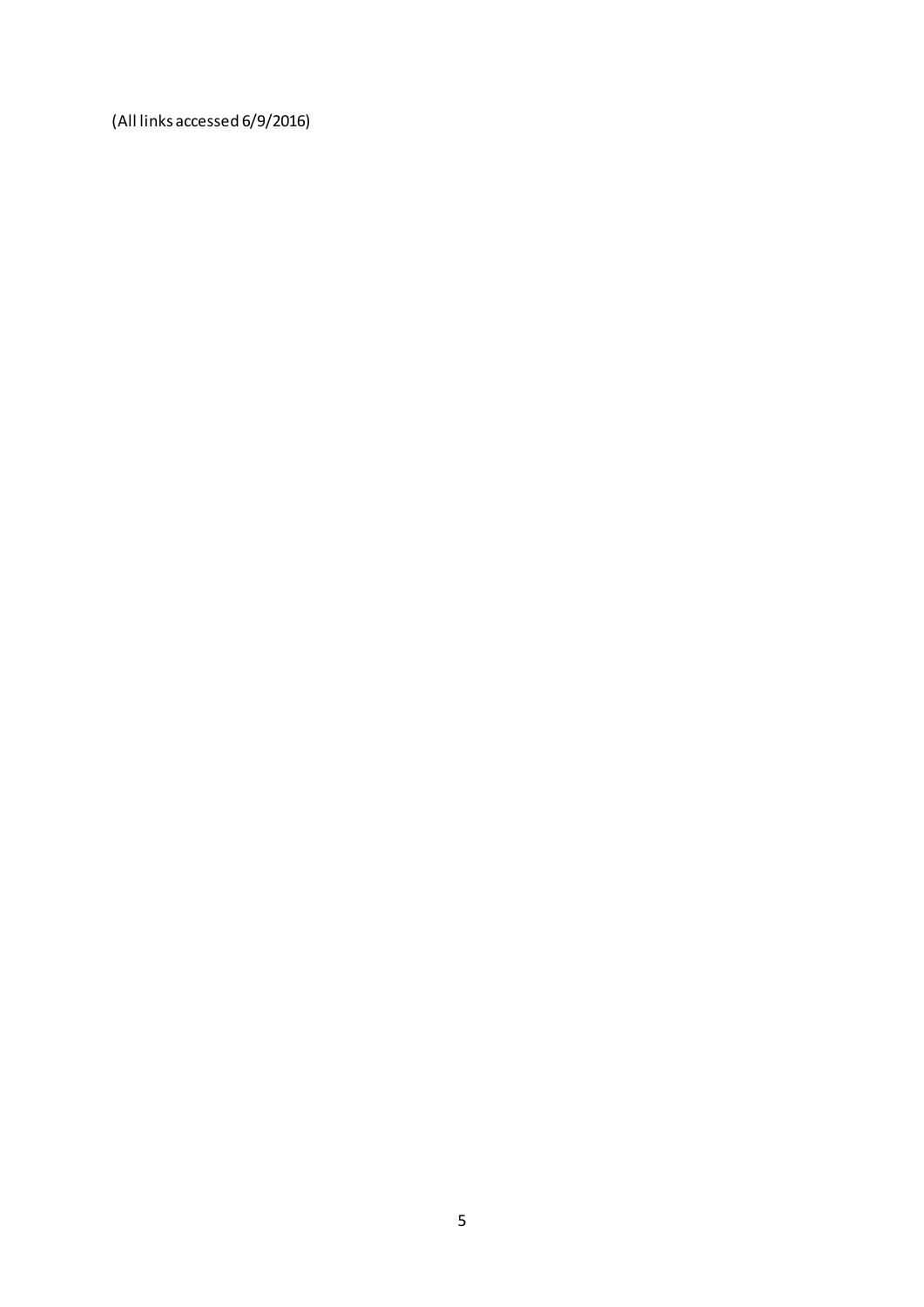(All links accessed 6/9/2016)